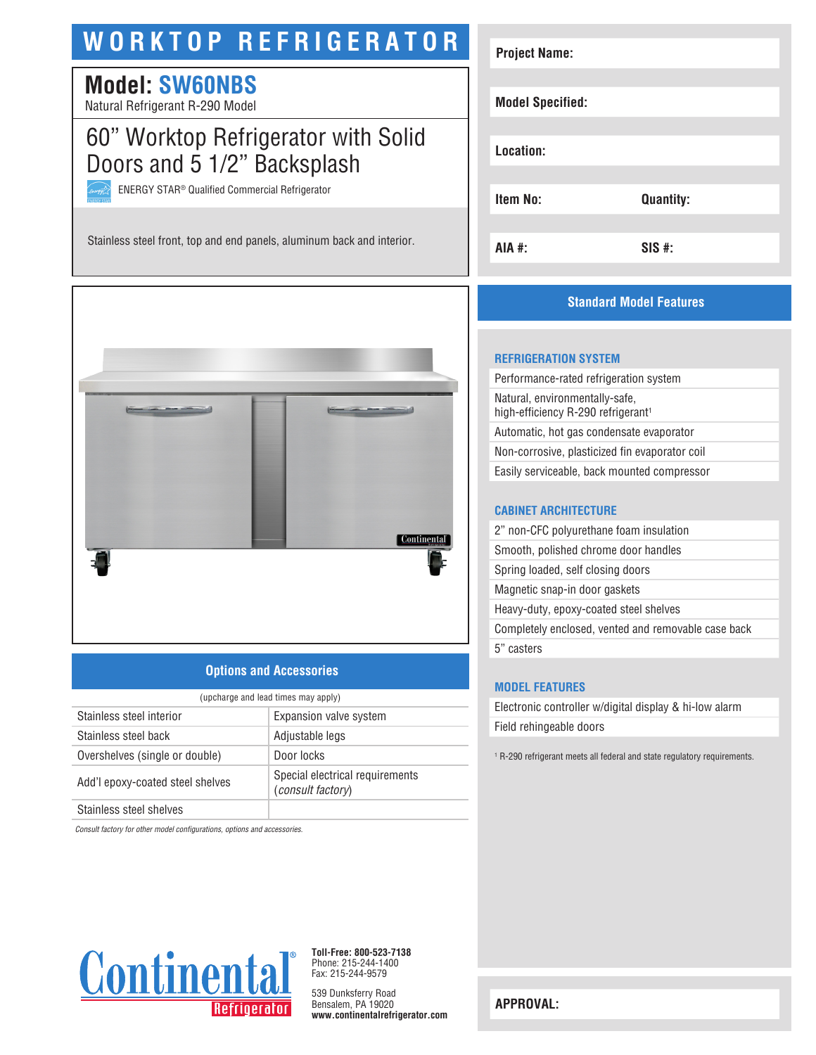# WORKTOP REFRIGERATOR

## Model: SW60NBS

Natural Refrigerant R-290 Model

## 60" Worktop Refrigerator with Solid Doors and 5 1/2" Backsplash

ENERGY STAR® Qualified Commercial Refrigerator

Stainless steel front, top and end panels, aluminum back and interior.

| | |
|---|---|
| **Project Name:** | |
| **Model Specified:** | |
| **Location:** | |
| **Item No:** | **Quantity:** |
| **AIA #:** | **SIS #:** |

## Options and Accessories

(upcharge and lead times may apply)

| | |
|---|---|
| Stainless steel interior | Expansion valve system |
| Stainless steel back | Adjustable legs |
| Overshelves (single or double) | Door locks |
| Add'l epoxy-coated steel shelves | Special electrical requirements (*consult factory*) |
| Stainless steel shelves | |

*Consult factory for other model configurations, options and accessories.*

## Standard Model Features

### REFRIGERATION SYSTEM

- Performance-rated refrigeration system
- Natural, environmentally-safe, high-efficiency R-290 refrigerant[1]
- Automatic, hot gas condensate evaporator
- Non-corrosive, plasticized fin evaporator coil
- Easily serviceable, back mounted compressor

### CABINET ARCHITECTURE

- 2" non-CFC polyurethane foam insulation
- Smooth, polished chrome door handles
- Spring loaded, self closing doors
- Magnetic snap-in door gaskets
- Heavy-duty, epoxy-coated steel shelves
- Completely enclosed, vented and removable case back
- 5" casters

### MODEL FEATURES

- Electronic controller w/digital display & hi-low alarm
- Field rehingeable doors

[1] R-290 refrigerant meets all federal and state regulatory requirements.

Continental Refrigerator

**Toll-Free: 800-523-7138**
Phone: 215-244-1400
Fax: 215-244-9579

539 Dunksferry Road
Bensalem, PA 19020
**www.continentalrefrigerator.com**

**APPROVAL:**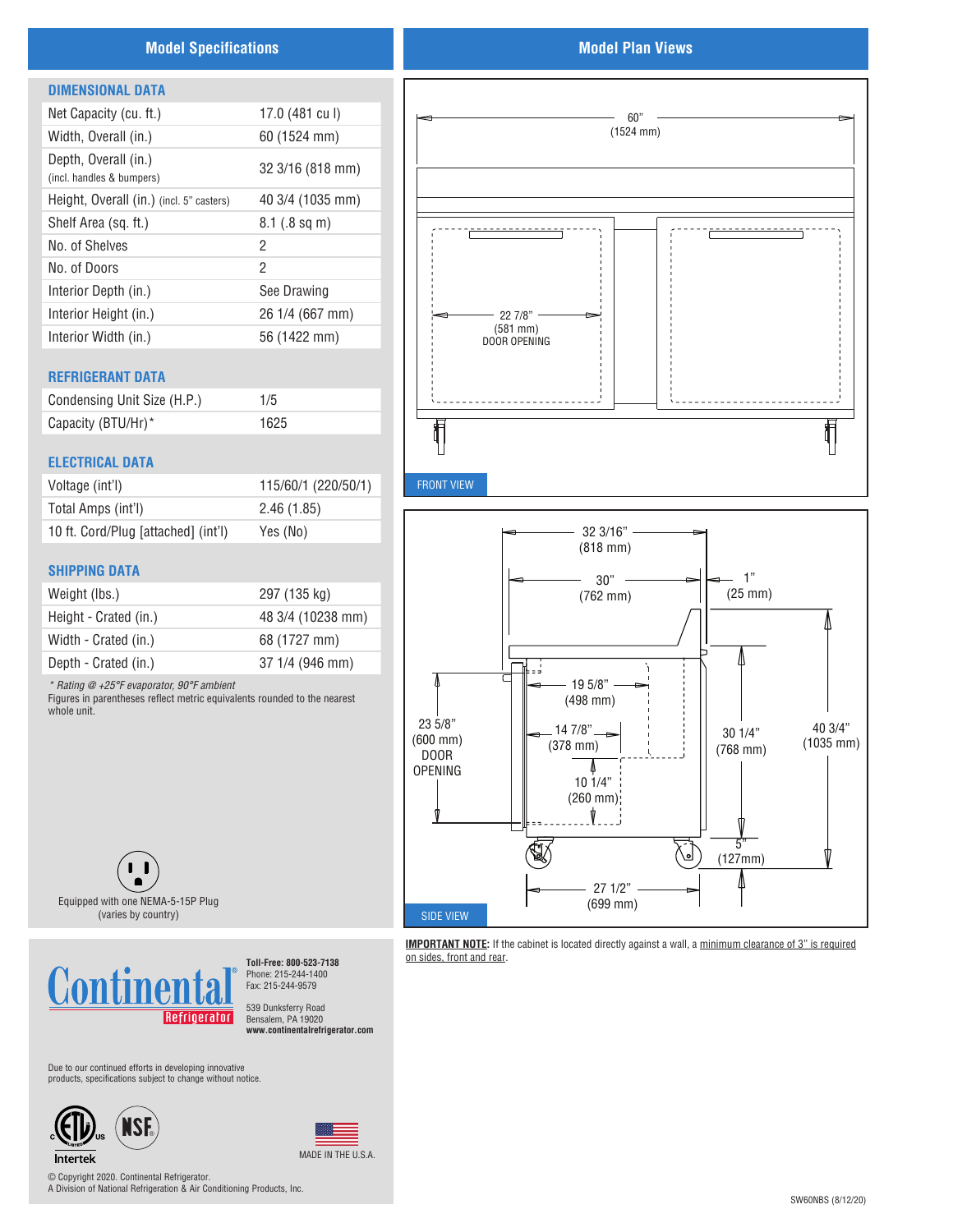## Model Specifications

### DIMENSIONAL DATA

| | |
|---|---|
| Net Capacity (cu. ft.) | 17.0 (481 cu l) |
| Width, Overall (in.) | 60 (1524 mm) |
| Depth, Overall (in.) (incl. handles & bumpers) | 32 3/16 (818 mm) |
| Height, Overall (in.) (incl. 5" casters) | 40 3/4 (1035 mm) |
| Shelf Area (sq. ft.) | 8.1 (.8 sq m) |
| No. of Shelves | 2 |
| No. of Doors | 2 |
| Interior Depth (in.) | See Drawing |
| Interior Height (in.) | 26 1/4 (667 mm) |
| Interior Width (in.) | 56 (1422 mm) |

### REFRIGERANT DATA

| | |
|---|---|
| Condensing Unit Size (H.P.) | 1/5 |
| Capacity (BTU/Hr)* | 1625 |

### ELECTRICAL DATA

| | |
|---|---|
| Voltage (int'l) | 115/60/1 (220/50/1) |
| Total Amps (int'l) | 2.46 (1.85) |
| 10 ft. Cord/Plug [attached] (int'l) | Yes (No) |

### SHIPPING DATA

| | |
|---|---|
| Weight (lbs.) | 297 (135 kg) |
| Height - Crated (in.) | 48 3/4 (10238 mm) |
| Width - Crated (in.) | 68 (1727 mm) |
| Depth - Crated (in.) | 37 1/4 (946 mm) |

*\* Rating @ +25°F evaporator, 90°F ambient*

Figures in parentheses reflect metric equivalents rounded to the nearest whole unit.

Equipped with one NEMA-5-15P Plug (varies by country)

## Model Plan Views

60"
(1524 mm)

22 7/8"
(581 mm)
DOOR OPENING

FRONT VIEW

32 3/16"
(818 mm)

30"
(762 mm)

1"
(25 mm)

19 5/8"
(498 mm)

23 5/8"
(600 mm)
DOOR
OPENING

14 7/8"
(378 mm)

10 1/4"
(260 mm)

30 1/4"
(768 mm)

40 3/4"
(1035 mm)

5"
(127mm)

27 1/2"
(699 mm)

SIDE VIEW

**IMPORTANT NOTE:** If the cabinet is located directly against a wall, a minimum clearance of 3" is required on sides, front and rear.

**Continental Refrigerator**

**Toll-Free: 800-523-7138**
Phone: 215-244-1400
Fax: 215-244-9579

539 Dunksferry Road
Bensalem, PA 19020
**www.continentalrefrigerator.com**

Due to our continued efforts in developing innovative products, specifications subject to change without notice.

Intertek

MADE IN THE U.S.A.

© Copyright 2020. Continental Refrigerator.
A Division of National Refrigeration & Air Conditioning Products, Inc.

SW60NBS (8/12/20)